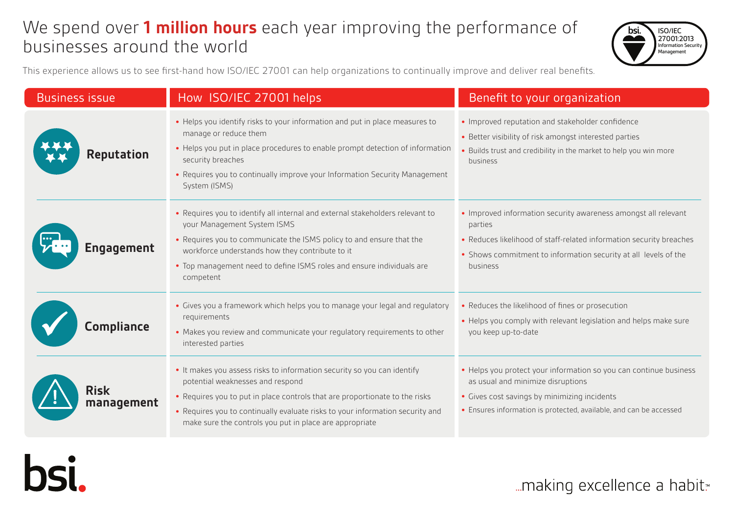# We spend over **1 million hours** each year improving the performance of businesses around the world

This experience allows us to see first-hand how ISO/IEC 27001 can help organizations to continually improve and deliver real benefits.

| Business issue | How ISO/IEC 27001 helps | Benefit to your organization |
| --- | --- | --- |
| **Reputation** | • Helps you identify risks to your information and put in place measures to manage or reduce them<br>• Helps you put in place procedures to enable prompt detection of information security breaches<br>• Requires you to continually improve your Information Security Management System (ISMS) | • Improved reputation and stakeholder confidence<br>• Better visibility of risk amongst interested parties<br>• Builds trust and credibility in the market to help you win more business |
| **Engagement** | • Requires you to identify all internal and external stakeholders relevant to your Management System ISMS<br>• Requires you to communicate the ISMS policy to and ensure that the workforce understands how they contribute to it<br>• Top management need to define ISMS roles and ensure individuals are competent | • Improved information security awareness amongst all relevant parties<br>• Reduces likelihood of staff-related information security breaches<br>• Shows commitment to information security at all levels of the business |
| **Compliance** | • Gives you a framework which helps you to manage your legal and regulatory requirements<br>• Makes you review and communicate your regulatory requirements to other interested parties | • Reduces the likelihood of fines or prosecution<br>• Helps you comply with relevant legislation and helps make sure you keep up-to-date |
| **Risk management** | • It makes you assess risks to information security so you can identify potential weaknesses and respond<br>• Requires you to put in place controls that are proportionate to the risks<br>• Requires you to continually evaluate risks to your information security and make sure the controls you put in place are appropriate | • Helps you protect your information so you can continue business as usual and minimize disruptions<br>• Gives cost savings by minimizing incidents<br>• Ensures information is protected, available, and can be accessed |

bsi.

...making excellence a habit.™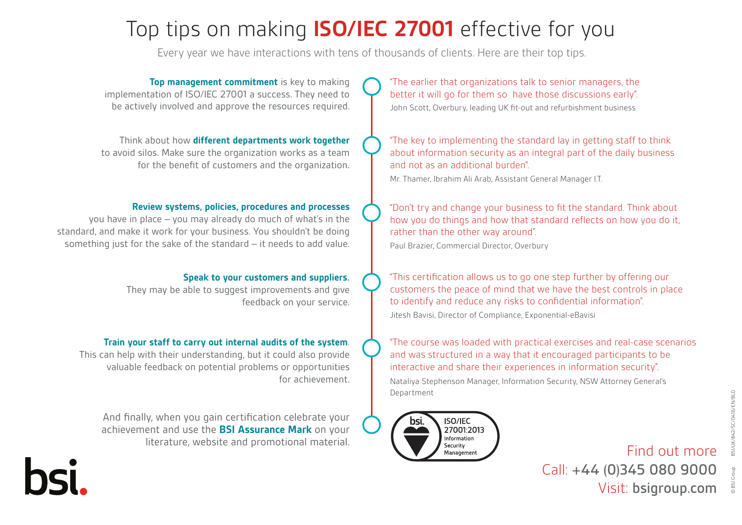# Top tips on making **ISO/IEC 27001** effective for you

Every year we have interactions with tens of thousands of clients. Here are their top tips.

**Top management commitment** is key to making implementation of ISO/IEC 27001 a success. They need to be actively involved and approve the resources required.

"The earlier that organizations talk to senior managers, the better it will go for them so have those discussions early".
John Scott, Overbury, leading UK fit-out and refurbishment business

Think about how **different departments work together** to avoid silos. Make sure the organization works as a team for the benefit of customers and the organization.

"The key to implementing the standard lay in getting staff to think about information security as an integral part of the daily business and not as an additional burden".
Mr. Thamer, Ibrahim Ali Arab, Assistant General Manager I.T.

**Review systems, policies, procedures and processes** you have in place – you may already do much of what's in the standard, and make it work for your business. You shouldn't be doing something just for the sake of the standard – it needs to add value.

"Don't try and change your business to fit the standard. Think about how you do things and how that standard reflects on how you do it, rather than the other way around".
Paul Brazier, Commercial Director, Overbury

**Speak to your customers and suppliers.** They may be able to suggest improvements and give feedback on your service.

"This certification allows us to go one step further by offering our customers the peace of mind that we have the best controls in place to identify and reduce any risks to confidential information".
Jitesh Bavisi, Director of Compliance, Exponential-eBavisi

**Train your staff to carry out internal audits of the system**. This can help with their understanding, but it could also provide valuable feedback on potential problems or opportunities for achievement.

"The course was loaded with practical exercises and real-case scenarios and was structured in a way that it encouraged participants to be interactive and share their experiences in information security".
Nataliya Stephenson Manager, Information Security, NSW Attorney General's Department

And finally, when you gain certification celebrate your achievement and use the **BSI Assurance Mark** on your literature, website and promotional material.

bsi. ISO/IEC 27001:2013 Information Security Management

Find out more
Call: +44 (0)345 080 9000
Visit: bsigroup.com

bsi.

© BSI Group BSI/UK/842/SC/0416/EN/BLD